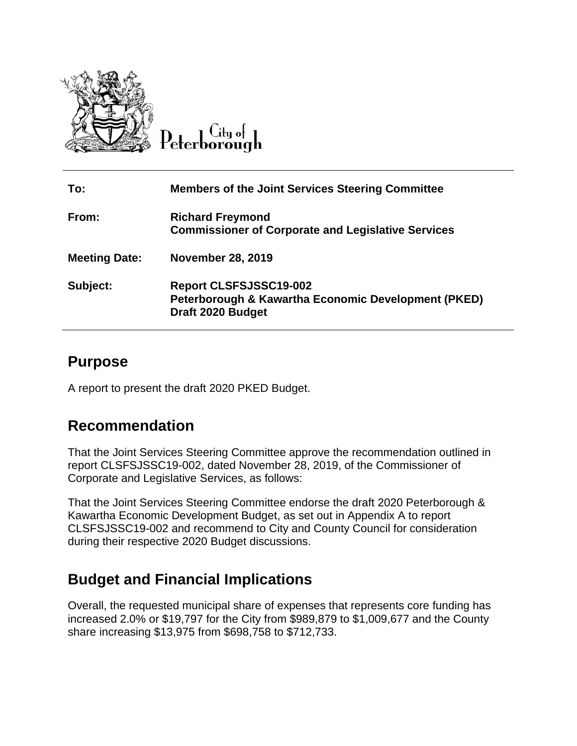City of Peterborough

| | |
|---|---|
| **To:** | **Members of the Joint Services Steering Committee** |
| **From:** | **Richard Freymond**<br>**Commissioner of Corporate and Legislative Services** |
| **Meeting Date:** | **November 28, 2019** |
| **Subject:** | **Report CLSFSJSSC19-002**<br>**Peterborough & Kawartha Economic Development (PKED) Draft 2020 Budget** |

## Purpose

A report to present the draft 2020 PKED Budget.

## Recommendation

That the Joint Services Steering Committee approve the recommendation outlined in report CLSFSJSSC19-002, dated November 28, 2019, of the Commissioner of Corporate and Legislative Services, as follows:

That the Joint Services Steering Committee endorse the draft 2020 Peterborough & Kawartha Economic Development Budget, as set out in Appendix A to report CLSFSJSSC19-002 and recommend to City and County Council for consideration during their respective 2020 Budget discussions.

## Budget and Financial Implications

Overall, the requested municipal share of expenses that represents core funding has increased 2.0% or $19,797 for the City from $989,879 to $1,009,677 and the County share increasing $13,975 from $698,758 to $712,733.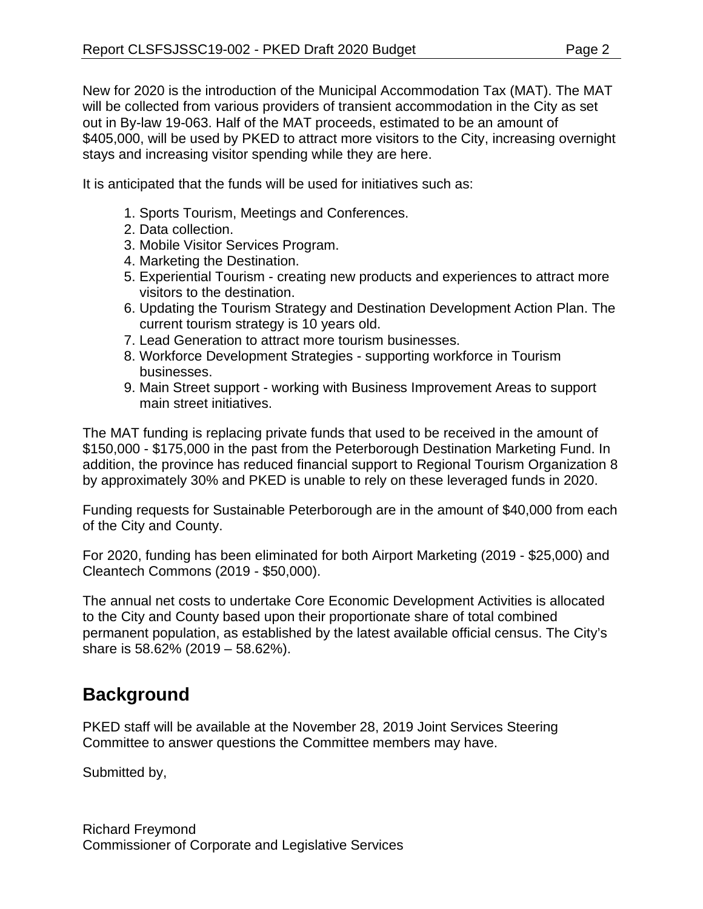New for 2020 is the introduction of the Municipal Accommodation Tax (MAT). The MAT will be collected from various providers of transient accommodation in the City as set out in By-law 19-063. Half of the MAT proceeds, estimated to be an amount of $405,000, will be used by PKED to attract more visitors to the City, increasing overnight stays and increasing visitor spending while they are here.

It is anticipated that the funds will be used for initiatives such as:

1. Sports Tourism, Meetings and Conferences.
2. Data collection.
3. Mobile Visitor Services Program.
4. Marketing the Destination.
5. Experiential Tourism - creating new products and experiences to attract more visitors to the destination.
6. Updating the Tourism Strategy and Destination Development Action Plan. The current tourism strategy is 10 years old.
7. Lead Generation to attract more tourism businesses.
8. Workforce Development Strategies - supporting workforce in Tourism businesses.
9. Main Street support - working with Business Improvement Areas to support main street initiatives.

The MAT funding is replacing private funds that used to be received in the amount of $150,000 - $175,000 in the past from the Peterborough Destination Marketing Fund. In addition, the province has reduced financial support to Regional Tourism Organization 8 by approximately 30% and PKED is unable to rely on these leveraged funds in 2020.

Funding requests for Sustainable Peterborough are in the amount of $40,000 from each of the City and County.

For 2020, funding has been eliminated for both Airport Marketing (2019 - $25,000) and Cleantech Commons (2019 - $50,000).

The annual net costs to undertake Core Economic Development Activities is allocated to the City and County based upon their proportionate share of total combined permanent population, as established by the latest available official census. The City's share is 58.62% (2019 – 58.62%).

## Background

PKED staff will be available at the November 28, 2019 Joint Services Steering Committee to answer questions the Committee members may have.

Submitted by,

Richard Freymond
Commissioner of Corporate and Legislative Services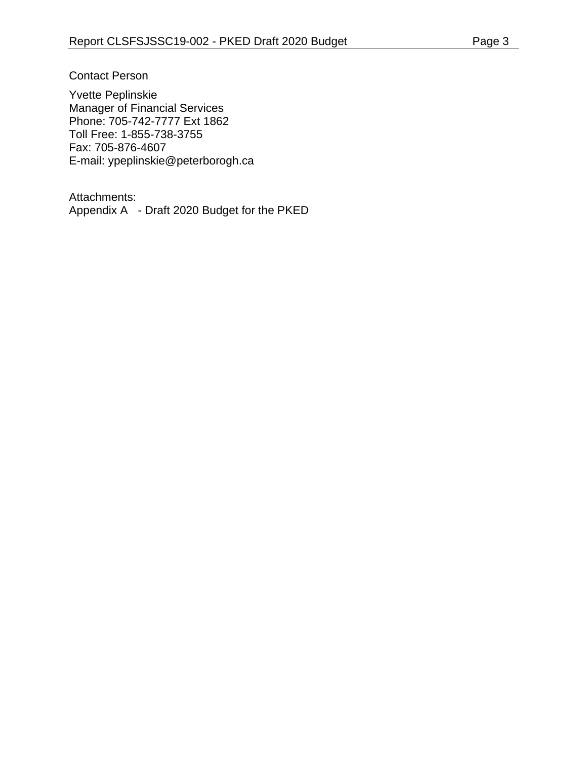Contact Person

Yvette Peplinskie
Manager of Financial Services
Phone: 705-742-7777 Ext 1862
Toll Free: 1-855-738-3755
Fax: 705-876-4607
E-mail: ypeplinskie@peterborogh.ca

Attachments:
Appendix A - Draft 2020 Budget for the PKED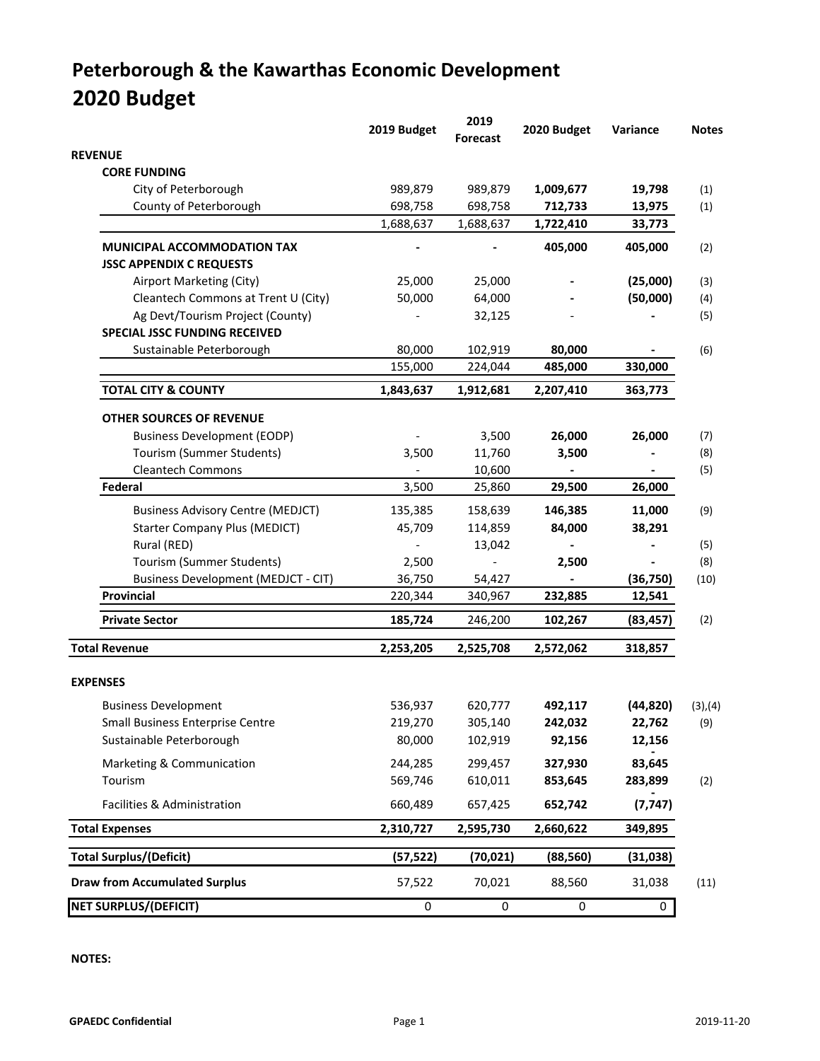# Peterborough & the Kawarthas Economic Development
# 2020 Budget

| | 2019 Budget | 2019 Forecast | 2020 Budget | Variance | Notes |
|---|---|---|---|---|---|
| **REVENUE** | | | | | |
| **CORE FUNDING** | | | | | |
| City of Peterborough | 989,879 | 989,879 | **1,009,677** | **19,798** | (1) |
| County of Peterborough | 698,758 | 698,758 | **712,733** | **13,975** | (1) |
| | 1,688,637 | 1,688,637 | **1,722,410** | **33,773** | |
| **MUNICIPAL ACCOMMODATION TAX** | - | - | **405,000** | **405,000** | (2) |
| **JSSC APPENDIX C REQUESTS** | | | | | |
| Airport Marketing (City) | 25,000 | 25,000 | - | **(25,000)** | (3) |
| Cleantech Commons at Trent U (City) | 50,000 | 64,000 | - | **(50,000)** | (4) |
| Ag Devt/Tourism Project (County) | - | 32,125 | - | - | (5) |
| **SPECIAL JSSC FUNDING RECEIVED** | | | | | |
| Sustainable Peterborough | 80,000 | 102,919 | **80,000** | - | (6) |
| | 155,000 | 224,044 | **485,000** | **330,000** | |
| **TOTAL CITY & COUNTY** | **1,843,637** | **1,912,681** | **2,207,410** | **363,773** | |
| **OTHER SOURCES OF REVENUE** | | | | | |
| Business Development (EODP) | - | 3,500 | **26,000** | **26,000** | (7) |
| Tourism (Summer Students) | 3,500 | 11,760 | **3,500** | - | (8) |
| Cleantech Commons | - | 10,600 | - | - | (5) |
| **Federal** | 3,500 | 25,860 | **29,500** | **26,000** | |
| Business Advisory Centre (MEDJCT) | 135,385 | 158,639 | **146,385** | **11,000** | (9) |
| Starter Company Plus (MEDICT) | 45,709 | 114,859 | **84,000** | **38,291** | |
| Rural (RED) | - | 13,042 | - | - | (5) |
| Tourism (Summer Students) | 2,500 | - | **2,500** | - | (8) |
| Business Development (MEDJCT - CIT) | 36,750 | 54,427 | - | **(36,750)** | (10) |
| **Provincial** | 220,344 | 340,967 | **232,885** | **12,541** | |
| **Private Sector** | **185,724** | 246,200 | **102,267** | **(83,457)** | (2) |
| **Total Revenue** | **2,253,205** | **2,525,708** | **2,572,062** | **318,857** | |
| **EXPENSES** | | | | | |
| Business Development | 536,937 | 620,777 | **492,117** | **(44,820)** | (3),(4) |
| Small Business Enterprise Centre | 219,270 | 305,140 | **242,032** | **22,762** | (9) |
| Sustainable Peterborough | 80,000 | 102,919 | **92,156** | **12,156** | |
| Marketing & Communication | 244,285 | 299,457 | **327,930** | **83,645** | |
| Tourism | 569,746 | 610,011 | **853,645** | **283,899** | (2) |
| Facilities & Administration | 660,489 | 657,425 | **652,742** | **(7,747)** | |
| **Total Expenses** | **2,310,727** | **2,595,730** | **2,660,622** | **349,895** | |
| **Total Surplus/(Deficit)** | **(57,522)** | **(70,021)** | **(88,560)** | **(31,038)** | |
| **Draw from Accumulated Surplus** | 57,522 | 70,021 | 88,560 | 31,038 | (11) |
| **NET SURPLUS/(DEFICIT)** | 0 | 0 | 0 | 0 | |

**NOTES:**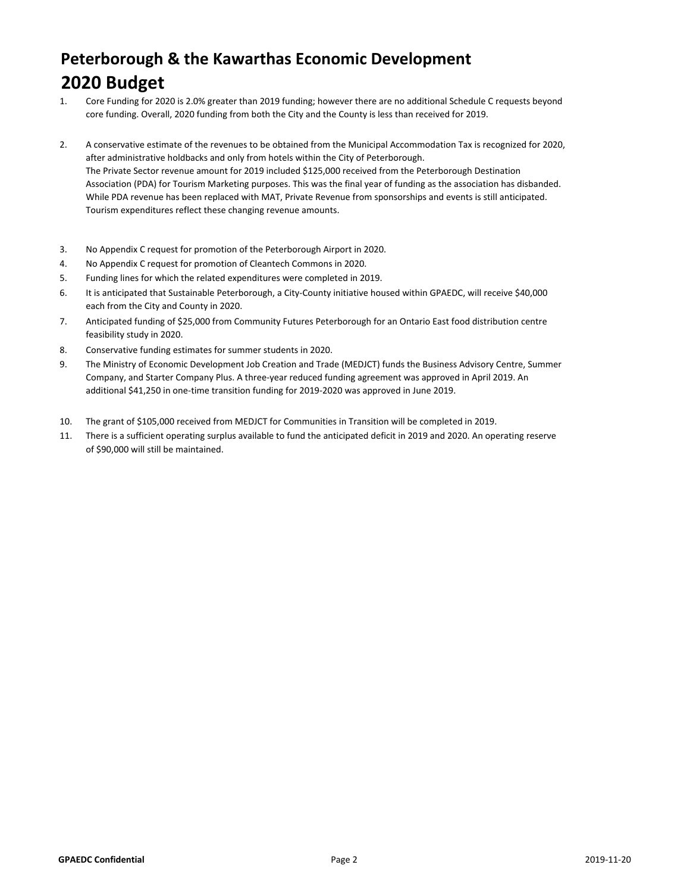# Peterborough & the Kawarthas Economic Development
# 2020 Budget

1. Core Funding for 2020 is 2.0% greater than 2019 funding; however there are no additional Schedule C requests beyond core funding. Overall, 2020 funding from both the City and the County is less than received for 2019.

2. A conservative estimate of the revenues to be obtained from the Municipal Accommodation Tax is recognized for 2020, after administrative holdbacks and only from hotels within the City of Peterborough.
   The Private Sector revenue amount for 2019 included $125,000 received from the Peterborough Destination Association (PDA) for Tourism Marketing purposes. This was the final year of funding as the association has disbanded. While PDA revenue has been replaced with MAT, Private Revenue from sponsorships and events is still anticipated. Tourism expenditures reflect these changing revenue amounts.

3. No Appendix C request for promotion of the Peterborough Airport in 2020.
4. No Appendix C request for promotion of Cleantech Commons in 2020.
5. Funding lines for which the related expenditures were completed in 2019.
6. It is anticipated that Sustainable Peterborough, a City-County initiative housed within GPAEDC, will receive $40,000 each from the City and County in 2020.
7. Anticipated funding of $25,000 from Community Futures Peterborough for an Ontario East food distribution centre feasibility study in 2020.
8. Conservative funding estimates for summer students in 2020.
9. The Ministry of Economic Development Job Creation and Trade (MEDJCT) funds the Business Advisory Centre, Summer Company, and Starter Company Plus. A three-year reduced funding agreement was approved in April 2019. An additional $41,250 in one-time transition funding for 2019-2020 was approved in June 2019.

10. The grant of $105,000 received from MEDJCT for Communities in Transition will be completed in 2019.
11. There is a sufficient operating surplus available to fund the anticipated deficit in 2019 and 2020. An operating reserve of $90,000 will still be maintained.